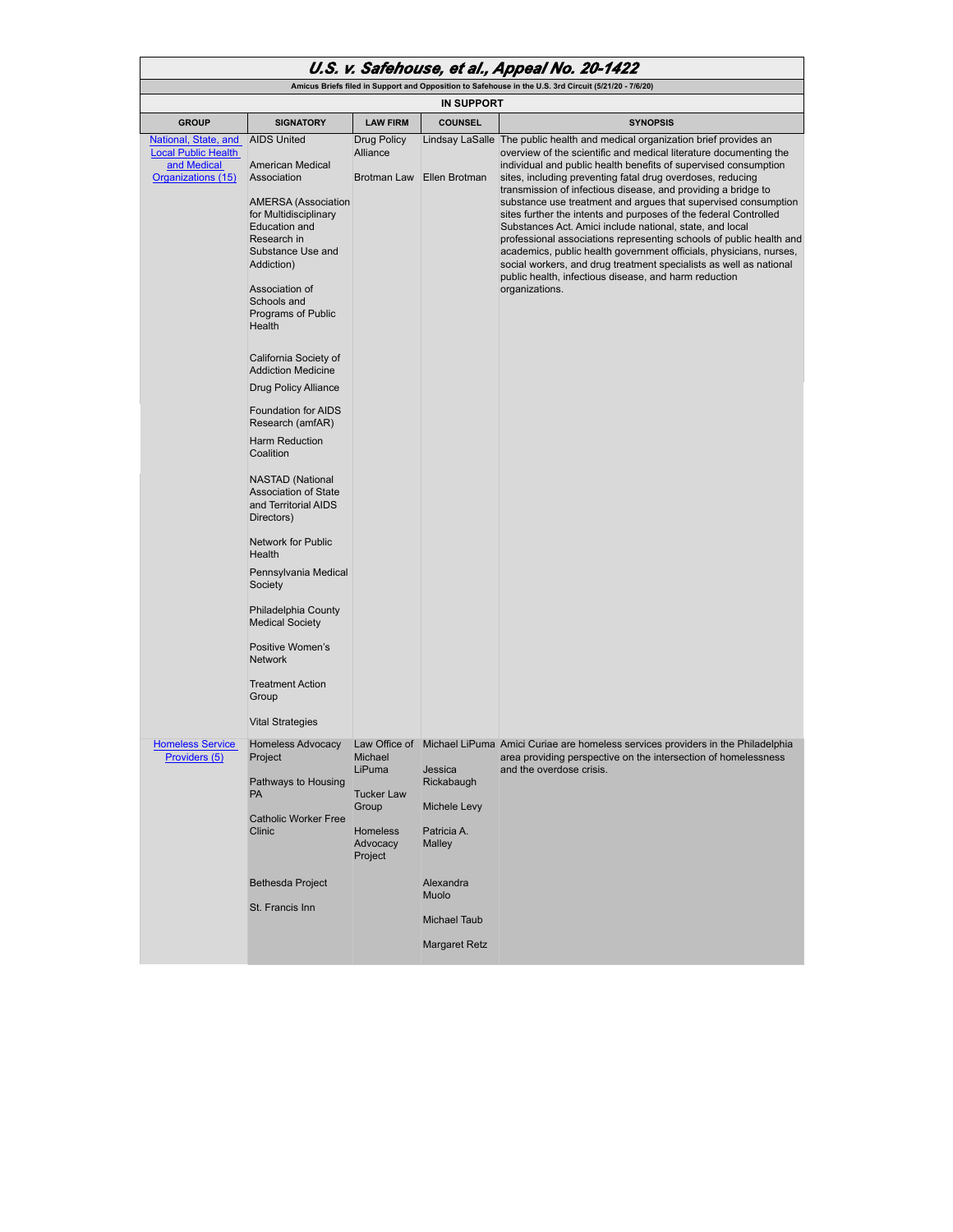# *U.S. v. Safehouse, et al., Appeal No. 20-1422*

**Amicus Briefs filed in Support and Opposition to Safehouse in the U.S. 3rd Circuit (5/21/20 - 7/6/20)**

**IN SUPPORT**

| GROUP | SIGNATORY | LAW FIRM | COUNSEL | SYNOPSIS |
|---|---|---|---|---|
| National, State, and Local Public Health and Medical Organizations (15) | AIDS United<br><br>American Medical Association<br><br>AMERSA (Association for Multidisciplinary Education and Research in Substance Use and Addiction)<br><br>Association of Schools and Programs of Public Health<br><br>California Society of Addiction Medicine<br><br>Drug Policy Alliance<br><br>Foundation for AIDS Research (amfAR)<br><br>Harm Reduction Coalition<br><br>NASTAD (National Association of State and Territorial AIDS Directors)<br><br>Network for Public Health<br><br>Pennsylvania Medical Society<br><br>Philadelphia County Medical Society<br><br>Positive Women's Network<br><br>Treatment Action Group<br><br>Vital Strategies | Drug Policy Alliance<br><br>Brotman Law | Lindsay LaSalle<br><br>Ellen Brotman | The public health and medical organization brief provides an overview of the scientific and medical literature documenting the individual and public health benefits of supervised consumption sites, including preventing fatal drug overdoses, reducing transmission of infectious disease, and providing a bridge to substance use treatment and argues that supervised consumption sites further the intents and purposes of the federal Controlled Substances Act. Amici include national, state, and local professional associations representing schools of public health and academics, public health government officials, physicians, nurses, social workers, and drug treatment specialists as well as national public health, infectious disease, and harm reduction organizations. |
| Homeless Service Providers (5) | Homeless Advocacy Project<br><br>Pathways to Housing PA<br><br>Catholic Worker Free Clinic<br><br>Bethesda Project<br><br>St. Francis Inn | Law Office of Michael LiPuma<br><br>Tucker Law Group<br><br>Homeless Advocacy Project | Michael LiPuma<br><br>Jessica Rickabaugh<br><br>Michele Levy<br><br>Patricia A. Malley<br><br>Alexandra Muolo<br><br>Michael Taub<br><br>Margaret Retz | Amici Curiae are homeless services providers in the Philadelphia area providing perspective on the intersection of homelessness and the overdose crisis. |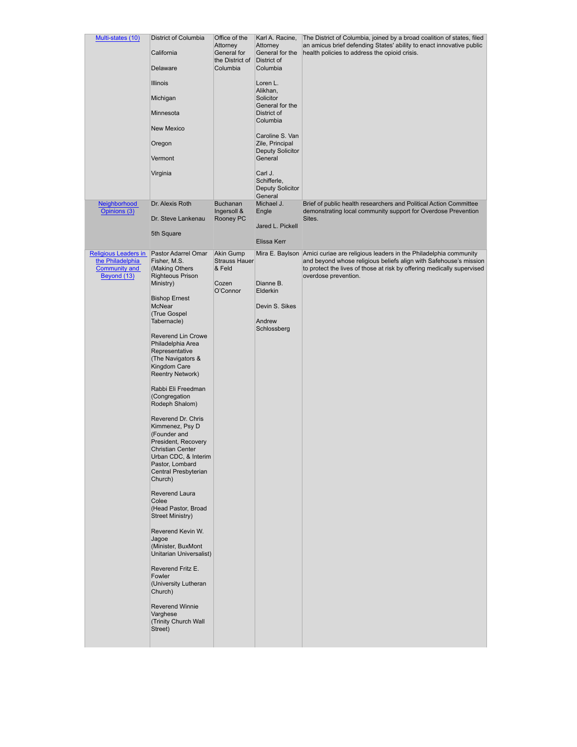| | | | | |
|---|---|---|---|---|
| Multi-states (10) | District of Columbia<br><br>California<br><br>Delaware<br><br>Illinois<br><br>Michigan<br><br>Minnesota<br><br>New Mexico<br><br>Oregon<br><br>Vermont<br><br>Virginia | Office of the Attorney General for the District of Columbia | Karl A. Racine, Attorney General for the District of Columbia<br><br>Loren L. Alikhan, Solicitor General for the District of Columbia<br><br>Caroline S. Van Zile, Principal Deputy Solicitor General<br><br>Carl J. Schifferle, Deputy Solicitor General | The District of Columbia, joined by a broad coalition of states, filed an amicus brief defending States' ability to enact innovative public health policies to address the opioid crisis. |
| Neighborhood Opinions (3) | Dr. Alexis Roth<br><br>Dr. Steve Lankenau<br><br>5th Square | Buchanan Ingersoll & Rooney PC | Michael J. Engle<br><br>Jared L. Pickell<br><br>Elissa Kerr | Brief of public health researchers and Political Action Committee demonstrating local community support for Overdose Prevention Sites. |
| Religious Leaders in the Philadelphia Community and Beyond (13) | Pastor Adarrel Omar Fisher, M.S. (Making Others Righteous Prison Ministry)<br><br>Bishop Ernest McNear (True Gospel Tabernacle)<br><br>Reverend Lin Crowe Philadelphia Area Representative (The Navigators & Kingdom Care Reentry Network)<br><br>Rabbi Eli Freedman (Congregation Rodeph Shalom)<br><br>Reverend Dr. Chris Kimmenez, Psy D (Founder and President, Recovery Christian Center Urban CDC, & Interim Pastor, Lombard Central Presbyterian Church)<br><br>Reverend Laura Colee (Head Pastor, Broad Street Ministry)<br><br>Reverend Kevin W. Jagoe (Minister, BuxMont Unitarian Universalist)<br><br>Reverend Fritz E. Fowler (University Lutheran Church)<br><br>Reverend Winnie Varghese (Trinity Church Wall Street) | Akin Gump Strauss Hauer & Feld<br><br>Cozen O'Connor | Mira E. Baylson<br><br>Dianne B. Elderkin<br><br>Devin S. Sikes<br><br>Andrew Schlossberg | Amici curiae are religious leaders in the Philadelphia community and beyond whose religious beliefs align with Safehouse's mission to protect the lives of those at risk by offering medically supervised overdose prevention. |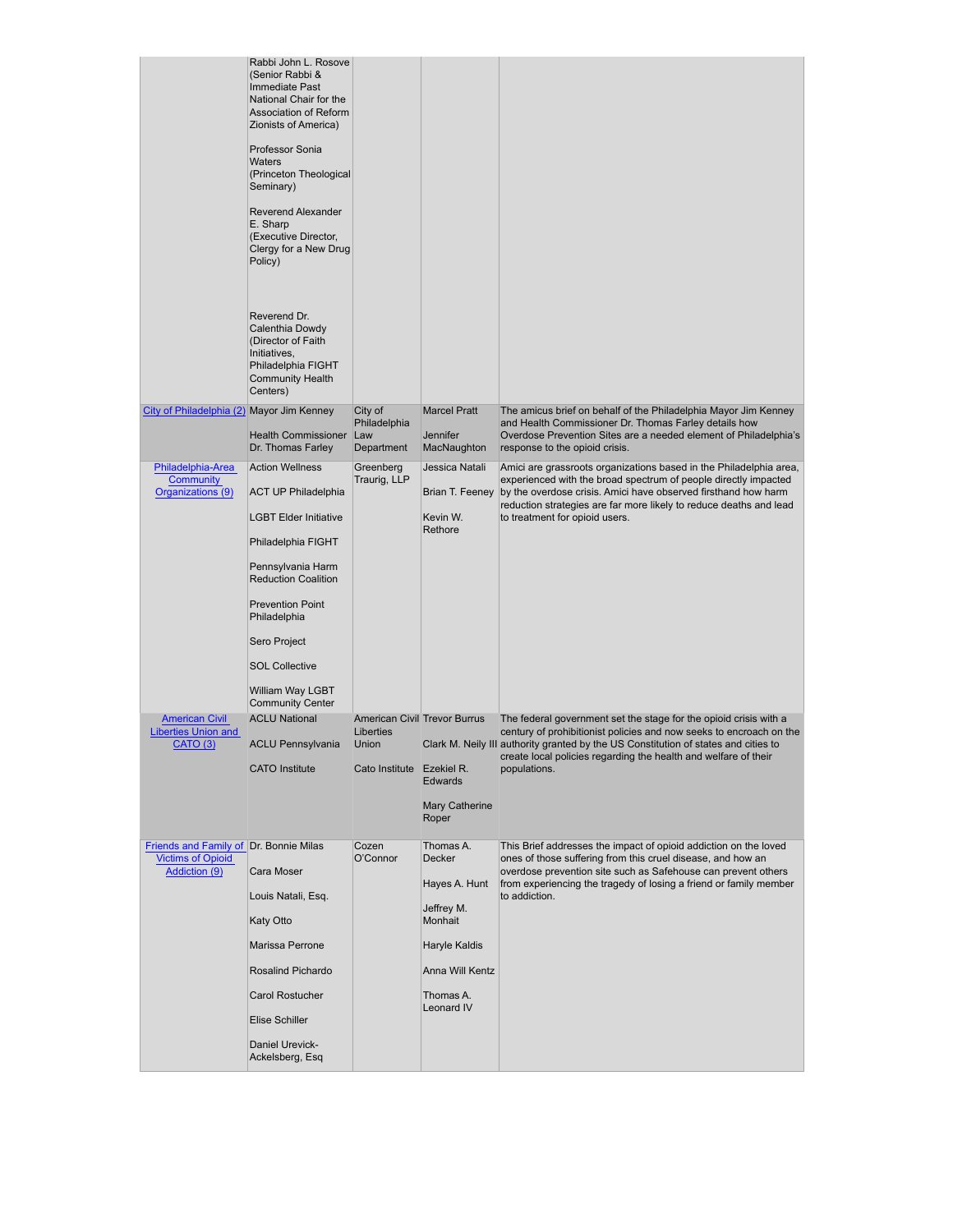| | | | | |
|---|---|---|---|---|
| | Rabbi John L. Rosove (Senior Rabbi & Immediate Past National Chair for the Association of Reform Zionists of America)<br><br>Professor Sonia Waters (Princeton Theological Seminary)<br><br>Reverend Alexander E. Sharp (Executive Director, Clergy for a New Drug Policy)<br><br>Reverend Dr. Calenthia Dowdy (Director of Faith Initiatives, Philadelphia FIGHT Community Health Centers) | | | |
| City of Philadelphia (2) | Mayor Jim Kenney<br><br>Health Commissioner Dr. Thomas Farley | City of Philadelphia Law Department | Marcel Pratt<br><br>Jennifer MacNaughton | The amicus brief on behalf of the Philadelphia Mayor Jim Kenney and Health Commissioner Dr. Thomas Farley details how Overdose Prevention Sites are a needed element of Philadelphia's response to the opioid crisis. |
| Philadelphia-Area Community Organizations (9) | Action Wellness<br><br>ACT UP Philadelphia<br><br>LGBT Elder Initiative<br><br>Philadelphia FIGHT<br><br>Pennsylvania Harm Reduction Coalition<br><br>Prevention Point Philadelphia<br><br>Sero Project<br><br>SOL Collective<br><br>William Way LGBT Community Center | Greenberg Traurig, LLP | Jessica Natali<br><br>Brian T. Feeney<br><br>Kevin W. Rethore | Amici are grassroots organizations based in the Philadelphia area, experienced with the broad spectrum of people directly impacted by the overdose crisis. Amici have observed firsthand how harm reduction strategies are far more likely to reduce deaths and lead to treatment for opioid users. |
| American Civil Liberties Union and CATO (3) | ACLU National<br><br>ACLU Pennsylvania<br><br>CATO Institute | American Civil Liberties Union<br><br>Cato Institute | Trevor Burrus<br><br>Clark M. Neily III<br><br>Ezekiel R. Edwards<br><br>Mary Catherine Roper | The federal government set the stage for the opioid crisis with a century of prohibitionist policies and now seeks to encroach on the authority granted by the US Constitution of states and cities to create local policies regarding the health and welfare of their populations. |
| Friends and Family of Victims of Opioid Addiction (9) | Dr. Bonnie Milas<br><br>Cara Moser<br><br>Louis Natali, Esq.<br><br>Katy Otto<br><br>Marissa Perrone<br><br>Rosalind Pichardo<br><br>Carol Rostucher<br><br>Elise Schiller<br><br>Daniel Urevick-Ackelsberg, Esq | Cozen O'Connor | Thomas A. Decker<br><br>Hayes A. Hunt<br><br>Jeffrey M. Monhait<br><br>Haryle Kaldis<br><br>Anna Will Kentz<br><br>Thomas A. Leonard IV | This Brief addresses the impact of opioid addiction on the loved ones of those suffering from this cruel disease, and how an overdose prevention site such as Safehouse can prevent others from experiencing the tragedy of losing a friend or family member to addiction. |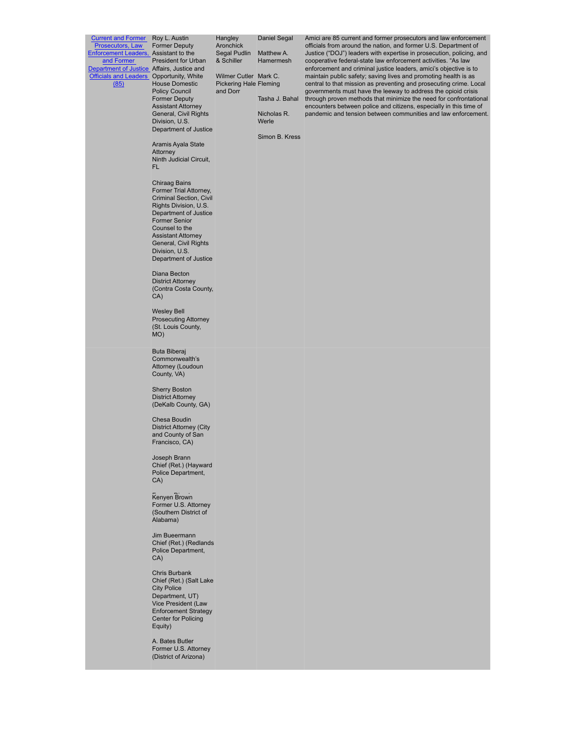| | | | | |
|---|---|---|---|---|
| [Current and Former Prosecutors, Law Enforcement Leaders, and Former Department of Justice Officials and Leaders (85)] | Roy L. Austin<br>Former Deputy Assistant to the President for Urban Affairs, Justice and Opportunity, White House Domestic Policy Council<br>Former Deputy Assistant Attorney General, Civil Rights Division, U.S. Department of Justice<br><br>Aramis Ayala State Attorney<br>Ninth Judicial Circuit, FL<br><br>Chiraag Bains<br>Former Trial Attorney, Criminal Section, Civil Rights Division, U.S. Department of Justice<br>Former Senior Counsel to the Assistant Attorney General, Civil Rights Division, U.S. Department of Justice<br><br>Diana Becton<br>District Attorney (Contra Costa County, CA)<br><br>Wesley Bell<br>Prosecuting Attorney (St. Louis County, MO) | Hangley Aronchick Segal Pudlin & Schiller<br><br>Wilmer Cutler Pickering Hale and Dorr | Daniel Segal<br><br>Matthew A. Hamermesh<br><br>Mark C. Fleming<br><br>Tasha J. Bahal<br><br>Nicholas R. Werle<br><br>Simon B. Kress | Amici are 85 current and former prosecutors and law enforcement officials from around the nation, and former U.S. Department of Justice ("DOJ") leaders with expertise in prosecution, policing, and cooperative federal-state law enforcement activities. "As law enforcement and criminal justice leaders, amici's objective is to maintain public safety; saving lives and promoting health is as central to that mission as preventing and prosecuting crime. Local governments must have the leeway to address the opioid crisis through proven methods that minimize the need for confrontational encounters between police and citizens, especially in this time of pandemic and tension between communities and law enforcement. |
| | Buta Biberaj<br>Commonwealth's Attorney (Loudoun County, VA)<br><br>Sherry Boston<br>District Attorney (DeKalb County, GA)<br><br>Chesa Boudin<br>District Attorney (City and County of San Francisco, CA)<br><br>Joseph Brann<br>Chief (Ret.) (Hayward Police Department, CA)<br><br>Kenyen Brown<br>Former U.S. Attorney (Southern District of Alabama)<br><br>Jim Bueermann<br>Chief (Ret.) (Redlands Police Department, CA)<br><br>Chris Burbank<br>Chief (Ret.) (Salt Lake City Police Department, UT)<br>Vice President (Law Enforcement Strategy Center for Policing Equity)<br><br>A. Bates Butler<br>Former U.S. Attorney (District of Arizona) | | | |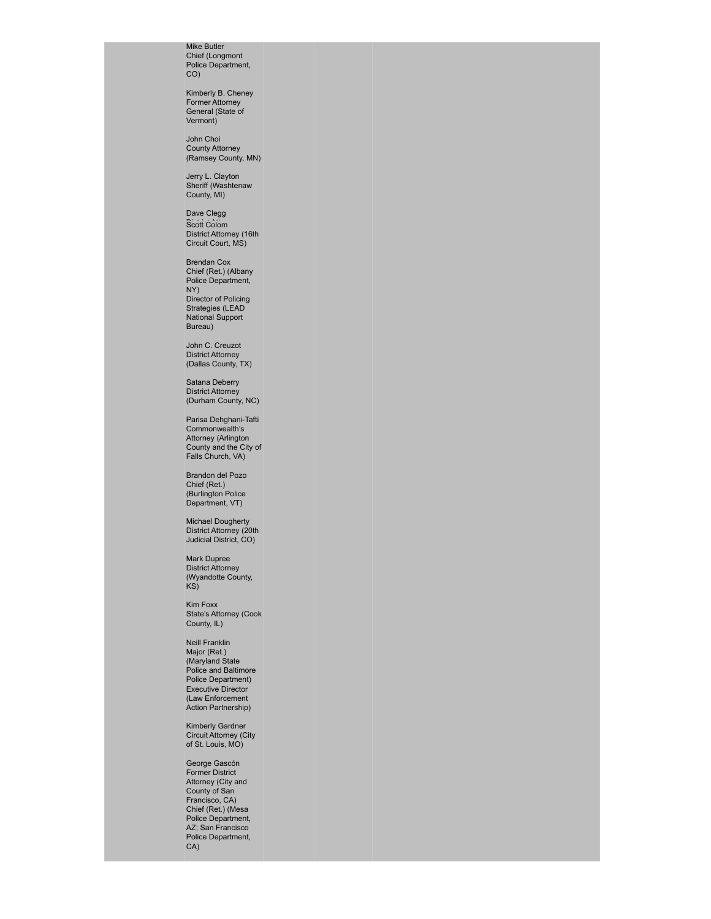Mike Butler
Chief (Longmont Police Department, CO)

Kimberly B. Cheney
Former Attorney General (State of Vermont)

John Choi
County Attorney (Ramsey County, MN)

Jerry L. Clayton
Sheriff (Washtenaw County, MI)

Dave Clegg
Scott Colom
District Attorney (16th Circuit Court, MS)

Brendan Cox
Chief (Ret.) (Albany Police Department, NY)
Director of Policing Strategies (LEAD National Support Bureau)

John C. Creuzot
District Attorney (Dallas County, TX)

Satana Deberry
District Attorney (Durham County, NC)

Parisa Dehghani-Tafti
Commonwealth's Attorney (Arlington County and the City of Falls Church, VA)

Brandon del Pozo
Chief (Ret.) (Burlington Police Department, VT)

Michael Dougherty
District Attorney (20th Judicial District, CO)

Mark Dupree
District Attorney (Wyandotte County, KS)

Kim Foxx
State's Attorney (Cook County, IL)

Neill Franklin
Major (Ret.) (Maryland State Police and Baltimore Police Department)
Executive Director (Law Enforcement Action Partnership)

Kimberly Gardner
Circuit Attorney (City of St. Louis, MO)

George Gascón
Former District Attorney (City and County of San Francisco, CA)
Chief (Ret.) (Mesa Police Department, AZ; San Francisco Police Department, CA)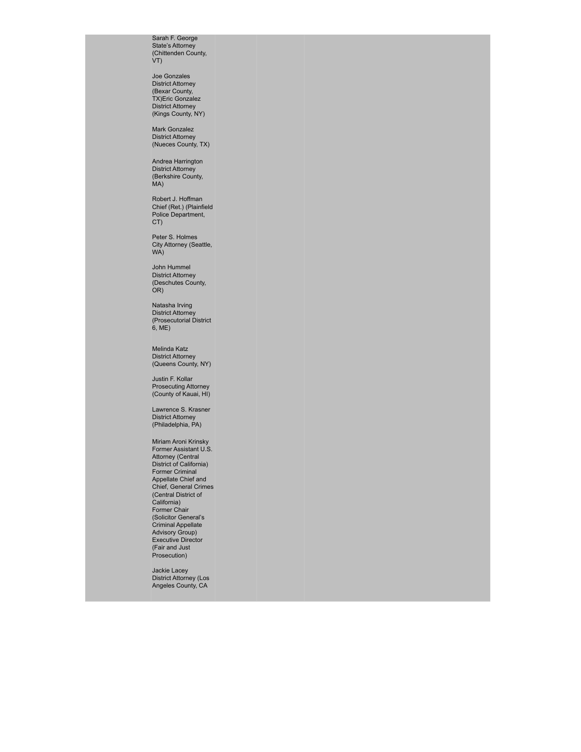Sarah F. George
State's Attorney
(Chittenden County, VT)

Joe Gonzales
District Attorney
(Bexar County, TX)Eric Gonzalez
District Attorney
(Kings County, NY)

Mark Gonzalez
District Attorney
(Nueces County, TX)

Andrea Harrington
District Attorney
(Berkshire County, MA)

Robert J. Hoffman
Chief (Ret.) (Plainfield Police Department, CT)

Peter S. Holmes
City Attorney (Seattle, WA)

John Hummel
District Attorney
(Deschutes County, OR)

Natasha Irving
District Attorney
(Prosecutorial District 6, ME)

Melinda Katz
District Attorney
(Queens County, NY)

Justin F. Kollar
Prosecuting Attorney
(County of Kauai, HI)

Lawrence S. Krasner
District Attorney
(Philadelphia, PA)

Miriam Aroni Krinsky
Former Assistant U.S. Attorney (Central District of California)
Former Criminal Appellate Chief and Chief, General Crimes (Central District of California)
Former Chair (Solicitor General's Criminal Appellate Advisory Group)
Executive Director (Fair and Just Prosecution)

Jackie Lacey
District Attorney (Los Angeles County, CA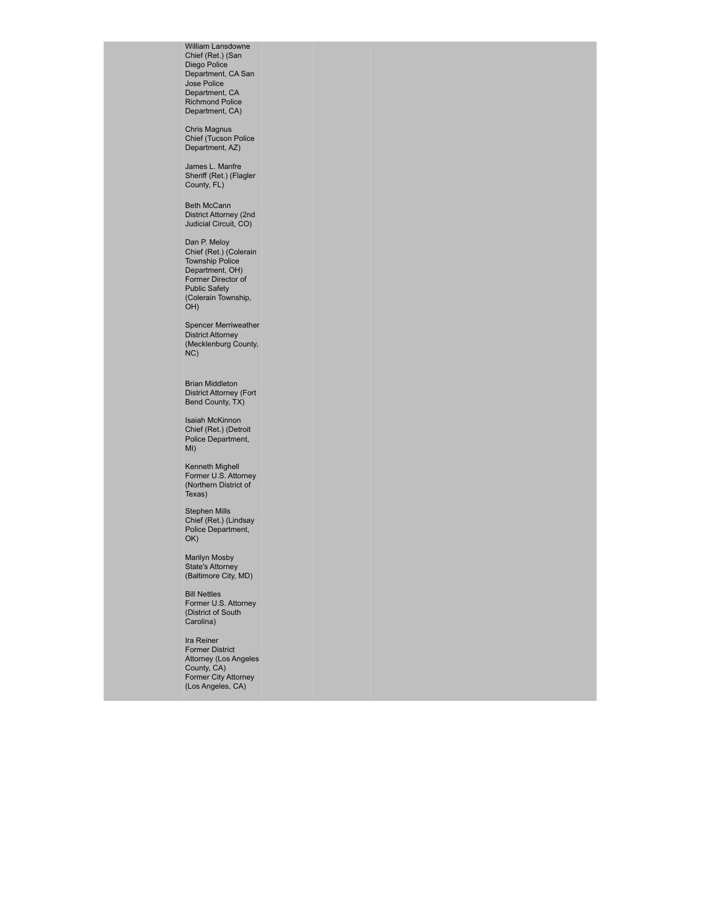William Lansdowne
Chief (Ret.) (San Diego Police Department, CA San Jose Police Department, CA Richmond Police Department, CA)

Chris Magnus
Chief (Tucson Police Department, AZ)

James L. Manfre
Sheriff (Ret.) (Flagler County, FL)

Beth McCann
District Attorney (2nd Judicial Circuit, CO)

Dan P. Meloy
Chief (Ret.) (Colerain Township Police Department, OH)
Former Director of Public Safety (Colerain Township, OH)

Spencer Merriweather
District Attorney (Mecklenburg County, NC)

Brian Middleton
District Attorney (Fort Bend County, TX)

Isaiah McKinnon
Chief (Ret.) (Detroit Police Department, MI)

Kenneth Mighell
Former U.S. Attorney (Northern District of Texas)

Stephen Mills
Chief (Ret.) (Lindsay Police Department, OK)

Marilyn Mosby
State's Attorney (Baltimore City, MD)

Bill Nettles
Former U.S. Attorney (District of South Carolina)

Ira Reiner
Former District Attorney (Los Angeles County, CA)
Former City Attorney (Los Angeles, CA)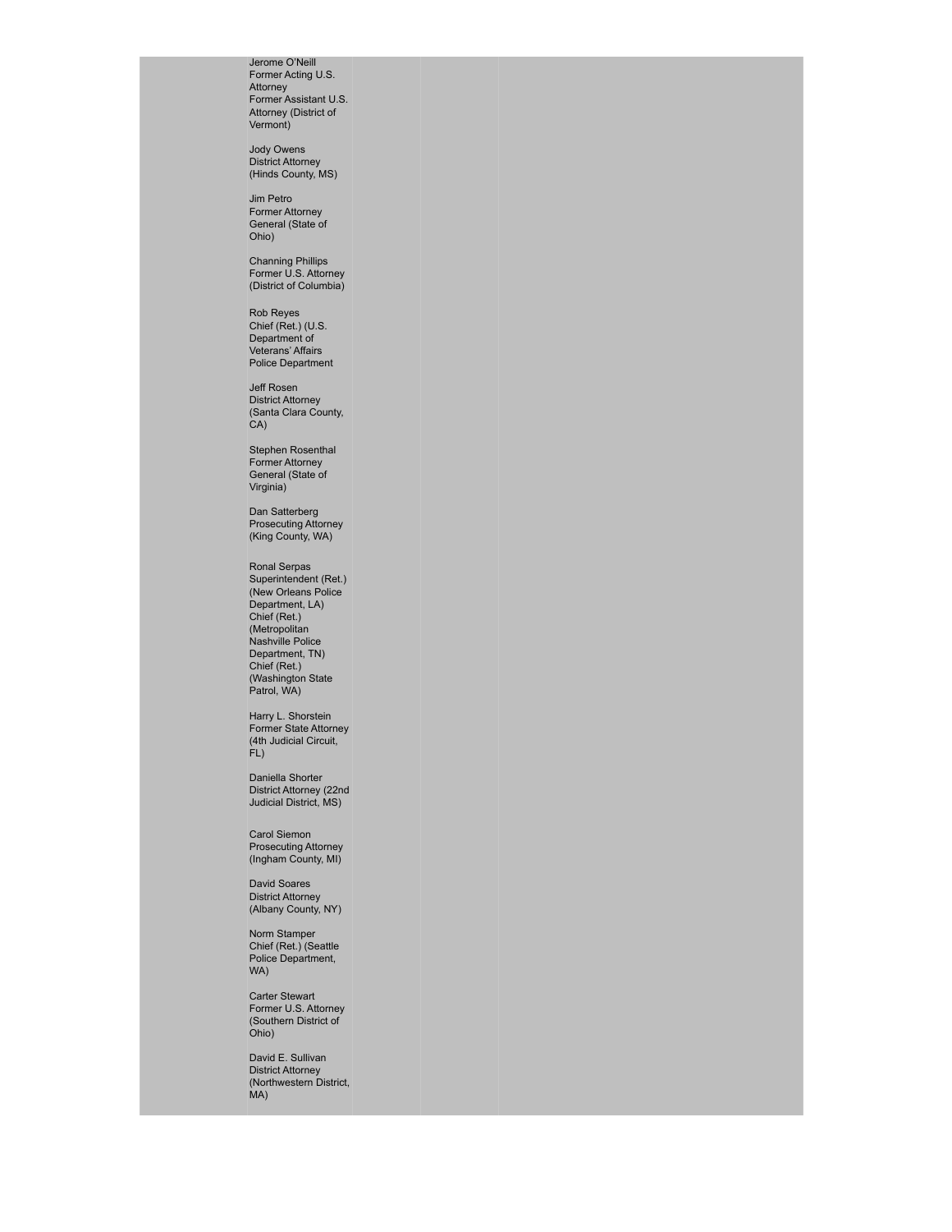Jerome O'Neill
Former Acting U.S. Attorney
Former Assistant U.S. Attorney (District of Vermont)

Jody Owens
District Attorney
(Hinds County, MS)

Jim Petro
Former Attorney General (State of Ohio)

Channing Phillips
Former U.S. Attorney
(District of Columbia)

Rob Reyes
Chief (Ret.) (U.S. Department of Veterans' Affairs Police Department

Jeff Rosen
District Attorney
(Santa Clara County, CA)

Stephen Rosenthal
Former Attorney General (State of Virginia)

Dan Satterberg
Prosecuting Attorney
(King County, WA)

Ronal Serpas
Superintendent (Ret.)
(New Orleans Police Department, LA)
Chief (Ret.)
(Metropolitan Nashville Police Department, TN)
Chief (Ret.)
(Washington State Patrol, WA)

Harry L. Shorstein
Former State Attorney
(4th Judicial Circuit, FL)

Daniella Shorter
District Attorney (22nd Judicial District, MS)

Carol Siemon
Prosecuting Attorney
(Ingham County, MI)

David Soares
District Attorney
(Albany County, NY)

Norm Stamper
Chief (Ret.) (Seattle Police Department, WA)

Carter Stewart
Former U.S. Attorney
(Southern District of Ohio)

David E. Sullivan
District Attorney
(Northwestern District, MA)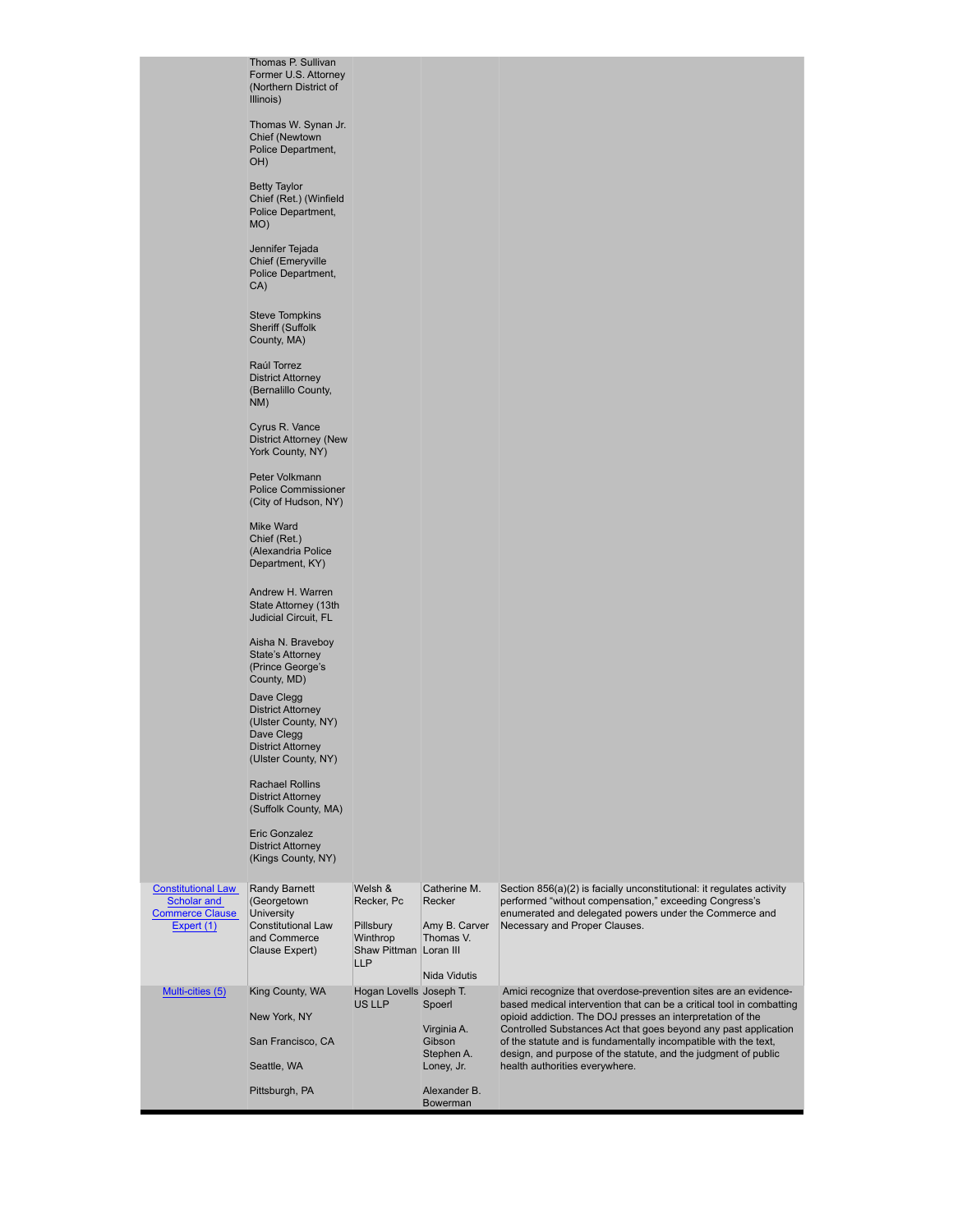| | | | | |
|---|---|---|---|---|
| | Thomas P. Sullivan Former U.S. Attorney (Northern District of Illinois)<br><br>Thomas W. Synan Jr. Chief (Newtown Police Department, OH)<br><br>Betty Taylor Chief (Ret.) (Winfield Police Department, MO)<br><br>Jennifer Tejada Chief (Emeryville Police Department, CA)<br><br>Steve Tompkins Sheriff (Suffolk County, MA)<br><br>Raúl Torrez District Attorney (Bernalillo County, NM)<br><br>Cyrus R. Vance District Attorney (New York County, NY)<br><br>Peter Volkmann Police Commissioner (City of Hudson, NY)<br><br>Mike Ward Chief (Ret.) (Alexandria Police Department, KY)<br><br>Andrew H. Warren State Attorney (13th Judicial Circuit, FL<br><br>Aisha N. Braveboy State's Attorney (Prince George's County, MD)<br><br>Dave Clegg District Attorney (Ulster County, NY) Dave Clegg District Attorney (Ulster County, NY)<br><br>Rachael Rollins District Attorney (Suffolk County, MA)<br><br>Eric Gonzalez District Attorney (Kings County, NY) | | | |
| Constitutional Law Scholar and Commerce Clause Expert (1) | Randy Barnett (Georgetown University Constitutional Law and Commerce Clause Expert) | Welsh & Recker, Pc<br><br>Pillsbury Winthrop Shaw Pittman LLP | Catherine M. Recker<br><br>Amy B. Carver Thomas V. Loran III<br><br>Nida Vidutis | Section 856(a)(2) is facially unconstitutional: it regulates activity performed "without compensation," exceeding Congress's enumerated and delegated powers under the Commerce and Necessary and Proper Clauses. |
| Multi-cities (5) | King County, WA<br><br>New York, NY<br><br>San Francisco, CA<br><br>Seattle, WA<br><br>Pittsburgh, PA | Hogan Lovells US LLP | Joseph T. Spoerl<br><br>Virginia A. Gibson Stephen A. Loney, Jr.<br><br>Alexander B. Bowerman | Amici recognize that overdose-prevention sites are an evidence-based medical intervention that can be a critical tool in combatting opioid addiction. The DOJ presses an interpretation of the Controlled Substances Act that goes beyond any past application of the statute and is fundamentally incompatible with the text, design, and purpose of the statute, and the judgment of public health authorities everywhere. |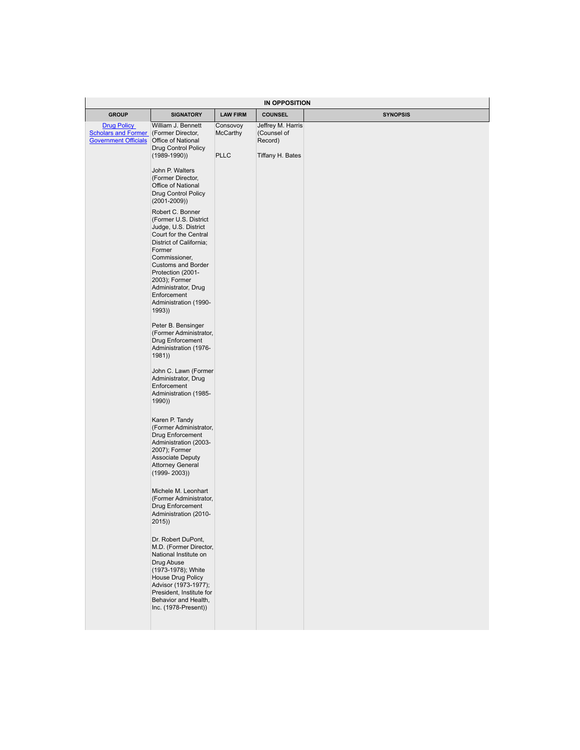| IN OPPOSITION | | | | |
|---|---|---|---|---|
| **GROUP** | **SIGNATORY** | **LAW FIRM** | **COUNSEL** | **SYNOPSIS** |
| [Drug Policy Scholars and Former Government Officials]() | William J. Bennett (Former Director, Office of National Drug Control Policy (1989-1990))<br><br>John P. Walters (Former Director, Office of National Drug Control Policy (2001-2009))<br><br>Robert C. Bonner (Former U.S. District Judge, U.S. District Court for the Central District of California; Former Commissioner, Customs and Border Protection (2001-2003); Former Administrator, Drug Enforcement Administration (1990-1993))<br><br>Peter B. Bensinger (Former Administrator, Drug Enforcement Administration (1976-1981))<br><br>John C. Lawn (Former Administrator, Drug Enforcement Administration (1985-1990))<br><br>Karen P. Tandy (Former Administrator, Drug Enforcement Administration (2003-2007); Former Associate Deputy Attorney General (1999- 2003))<br><br>Michele M. Leonhart (Former Administrator, Drug Enforcement Administration (2010-2015))<br><br>Dr. Robert DuPont, M.D. (Former Director, National Institute on Drug Abuse (1973-1978); White House Drug Policy Advisor (1973-1977); President, Institute for Behavior and Health, Inc. (1978-Present)) | Consovoy McCarthy PLLC | Jeffrey M. Harris (Counsel of Record)<br><br>Tiffany H. Bates | |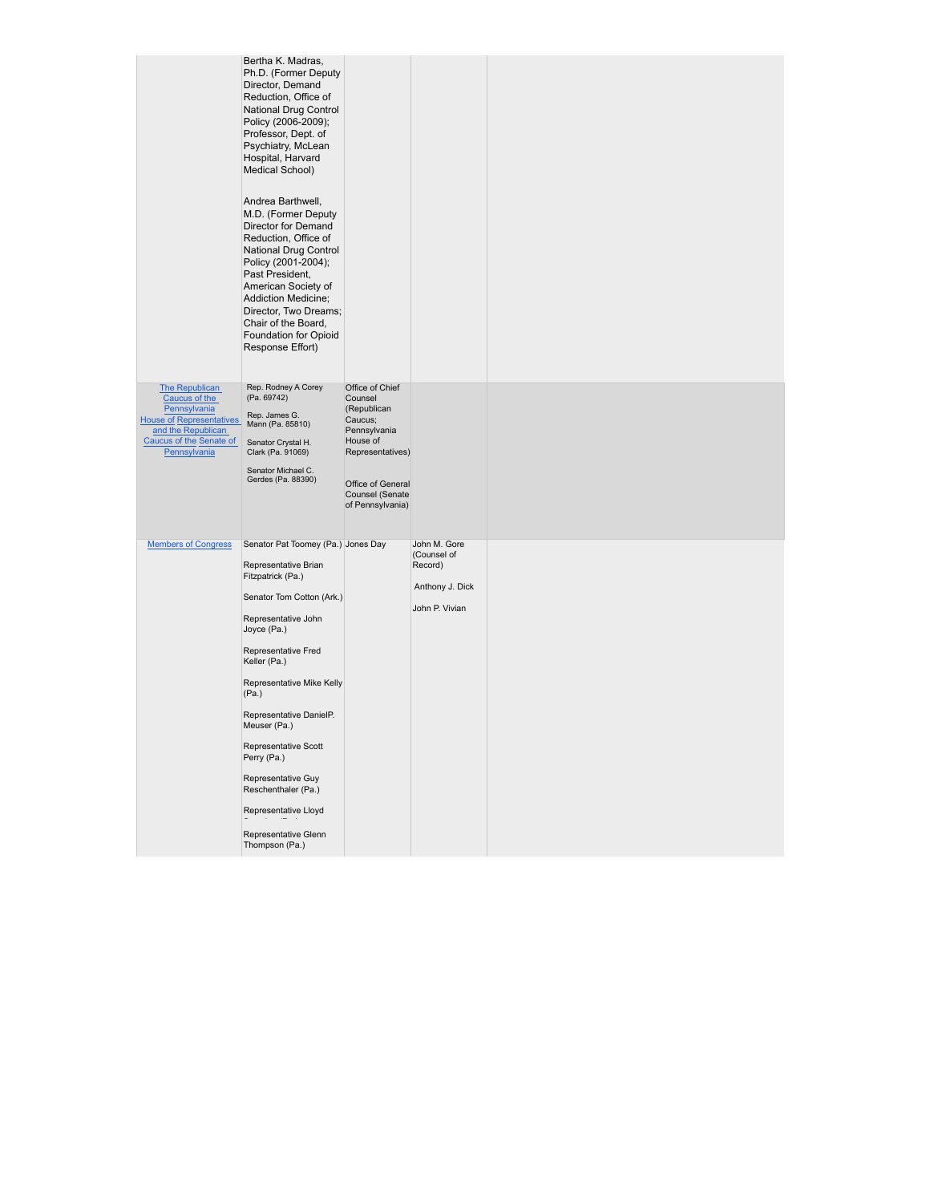| | | | | |
|---|---|---|---|---|
| | Bertha K. Madras, Ph.D. (Former Deputy Director, Demand Reduction, Office of National Drug Control Policy (2006-2009); Professor, Dept. of Psychiatry, McLean Hospital, Harvard Medical School)<br><br>Andrea Barthwell, M.D. (Former Deputy Director for Demand Reduction, Office of National Drug Control Policy (2001-2004); Past President, American Society of Addiction Medicine; Director, Two Dreams; Chair of the Board, Foundation for Opioid Response Effort) | | | |
| The Republican Caucus of the Pennsylvania House of Representatives and the Republican Caucus of the Senate of Pennsylvania | Rep. Rodney A Corey (Pa. 69742)<br><br>Rep. James G. Mann (Pa. 85810)<br><br>Senator Crystal H. Clark (Pa. 91069)<br><br>Senator Michael C. Gerdes (Pa. 88390) | Office of Chief Counsel (Republican Caucus; Pennsylvania House of Representatives)<br><br>Office of General Counsel (Senate of Pennsylvania) | | |
| Members of Congress | Senator Pat Toomey (Pa.)<br><br>Representative Brian Fitzpatrick (Pa.)<br><br>Senator Tom Cotton (Ark.)<br><br>Representative John Joyce (Pa.)<br><br>Representative Fred Keller (Pa.)<br><br>Representative Mike Kelly (Pa.)<br><br>Representative DanielP. Meuser (Pa.)<br><br>Representative Scott Perry (Pa.)<br><br>Representative Guy Reschenthaler (Pa.)<br><br>Representative Lloyd<br><br>Representative Glenn Thompson (Pa.) | Jones Day | John M. Gore (Counsel of Record)<br><br>Anthony J. Dick<br><br>John P. Vivian | |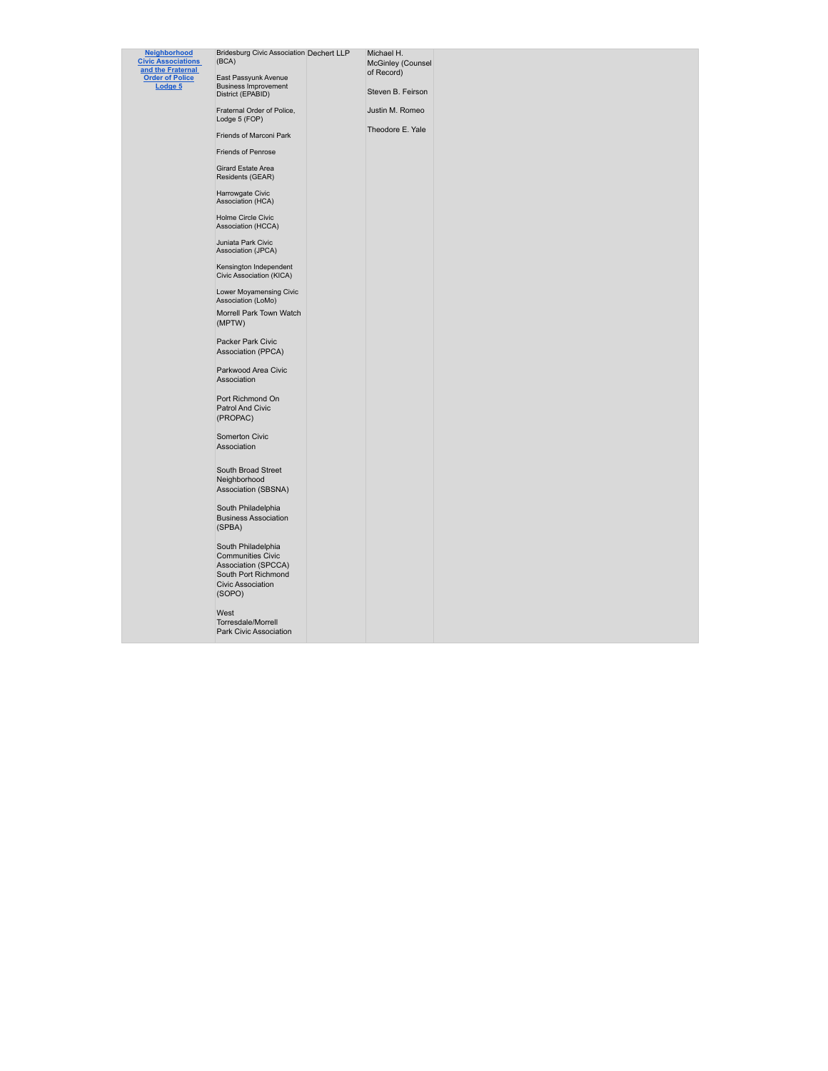| | | | | |
|---|---|---|---|---|
| Neighborhood Civic Associations and the Fraternal Order of Police Lodge 5 | Bridesburg Civic Association (BCA)<br><br>East Passyunk Avenue Business Improvement District (EPABID)<br><br>Fraternal Order of Police, Lodge 5 (FOP)<br><br>Friends of Marconi Park<br><br>Friends of Penrose<br><br>Girard Estate Area Residents (GEAR)<br><br>Harrowgate Civic Association (HCA)<br><br>Holme Circle Civic Association (HCCA)<br><br>Juniata Park Civic Association (JPCA)<br><br>Kensington Independent Civic Association (KICA)<br><br>Lower Moyamensing Civic Association (LoMo)<br><br>Morrell Park Town Watch (MPTW)<br><br>Packer Park Civic Association (PPCA)<br><br>Parkwood Area Civic Association<br><br>Port Richmond On Patrol And Civic (PROPAC)<br><br>Somerton Civic Association<br><br>South Broad Street Neighborhood Association (SBSNA)<br><br>South Philadelphia Business Association (SPBA)<br><br>South Philadelphia Communities Civic Association (SPCCA)<br>South Port Richmond Civic Association (SOPO)<br><br>West Torresdale/Morrell Park Civic Association | Dechert LLP | Michael H. McGinley (Counsel of Record)<br><br>Steven B. Feirson<br><br>Justin M. Romeo<br><br>Theodore E. Yale | |